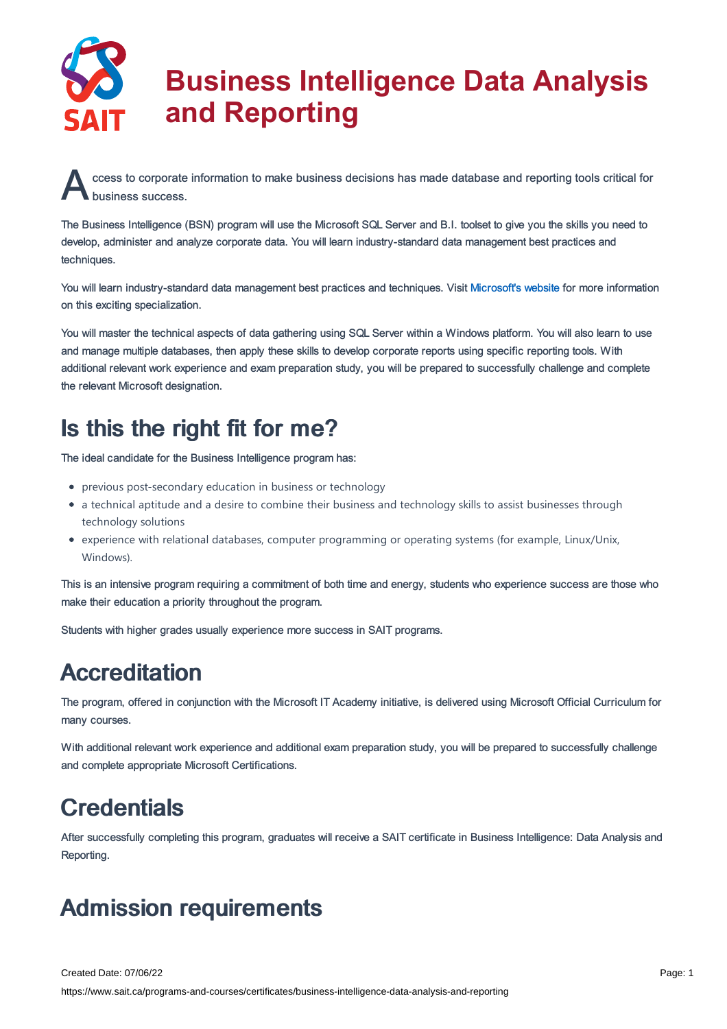# Business Intelligence Data Analysis and Reporting

Access to corporate information to make business decisions has made database and reporting tools critical for business success.

The Business Intelligence (BSN) program will use the Microsoft SQL Server and B.I. toolset to give you the skills you need to develop, administer and analyze corporate data. You will learn industry-standard data management best practices and techniques.

You will learn industry-standard data management best practices and techniques. Visit Microsoft's website for more information on this exciting specialization.

You will master the technical aspects of data gathering using SQL Server within a Windows platform. You will also learn to use and manage multiple databases, then apply these skills to develop corporate reports using specific reporting tools. With additional relevant work experience and exam preparation study, you will be prepared to successfully challenge and complete the relevant Microsoft designation.

## Is this the right fit for me?

The ideal candidate for the Business Intelligence program has:

- previous post-secondary education in business or technology
- a technical aptitude and a desire to combine their business and technology skills to assist businesses through technology solutions
- experience with relational databases, computer programming or operating systems (for example, Linux/Unix, Windows).

This is an intensive program requiring a commitment of both time and energy, students who experience success are those who make their education a priority throughout the program.

Students with higher grades usually experience more success in SAIT programs.

## Accreditation

The program, offered in conjunction with the Microsoft IT Academy initiative, is delivered using Microsoft Official Curriculum for many courses.

With additional relevant work experience and additional exam preparation study, you will be prepared to successfully challenge and complete appropriate Microsoft Certifications.

## Credentials

After successfully completing this program, graduates will receive a SAIT certificate in Business Intelligence: Data Analysis and Reporting.

## Admission requirements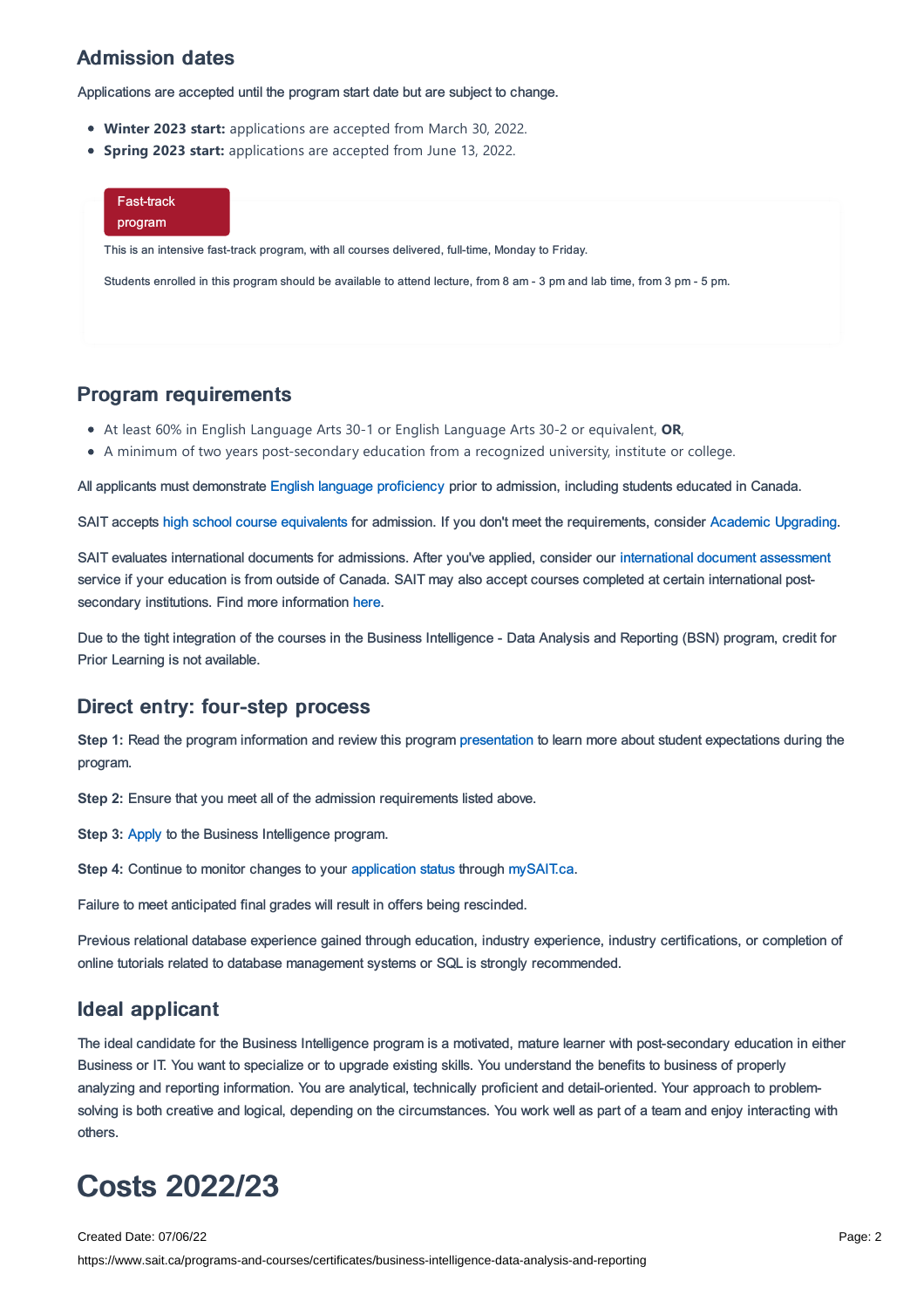## Admission dates

Applications are accepted until the program start date but are subject to change.

- **Winter 2023 start:** applications are accepted from March 30, 2022.
- **Spring 2023 start:** applications are accepted from June 13, 2022.

Fast-track program

This is an intensive fast-track program, with all courses delivered, full-time, Monday to Friday.

Students enrolled in this program should be available to attend lecture, from 8 am - 3 pm and lab time, from 3 pm - 5 pm.

## Program requirements

- At least 60% in English Language Arts 30-1 or English Language Arts 30-2 or equivalent, **OR**,
- A minimum of two years post-secondary education from a recognized university, institute or college.

All applicants must demonstrate English language proficiency prior to admission, including students educated in Canada.

SAIT accepts high school course equivalents for admission. If you don't meet the requirements, consider Academic Upgrading.

SAIT evaluates international documents for admissions. After you've applied, consider our international document assessment service if your education is from outside of Canada. SAIT may also accept courses completed at certain international post-secondary institutions. Find more information here.

Due to the tight integration of the courses in the Business Intelligence - Data Analysis and Reporting (BSN) program, credit for Prior Learning is not available.

## Direct entry: four-step process

**Step 1:** Read the program information and review this program presentation to learn more about student expectations during the program.

**Step 2:** Ensure that you meet all of the admission requirements listed above.

**Step 3:** Apply to the Business Intelligence program.

**Step 4:** Continue to monitor changes to your application status through mySAIT.ca.

Failure to meet anticipated final grades will result in offers being rescinded.

Previous relational database experience gained through education, industry experience, industry certifications, or completion of online tutorials related to database management systems or SQL is strongly recommended.

## Ideal applicant

The ideal candidate for the Business Intelligence program is a motivated, mature learner with post-secondary education in either Business or IT. You want to specialize or to upgrade existing skills. You understand the benefits to business of properly analyzing and reporting information. You are analytical, technically proficient and detail-oriented. Your approach to problem-solving is both creative and logical, depending on the circumstances. You work well as part of a team and enjoy interacting with others.

# Costs 2022/23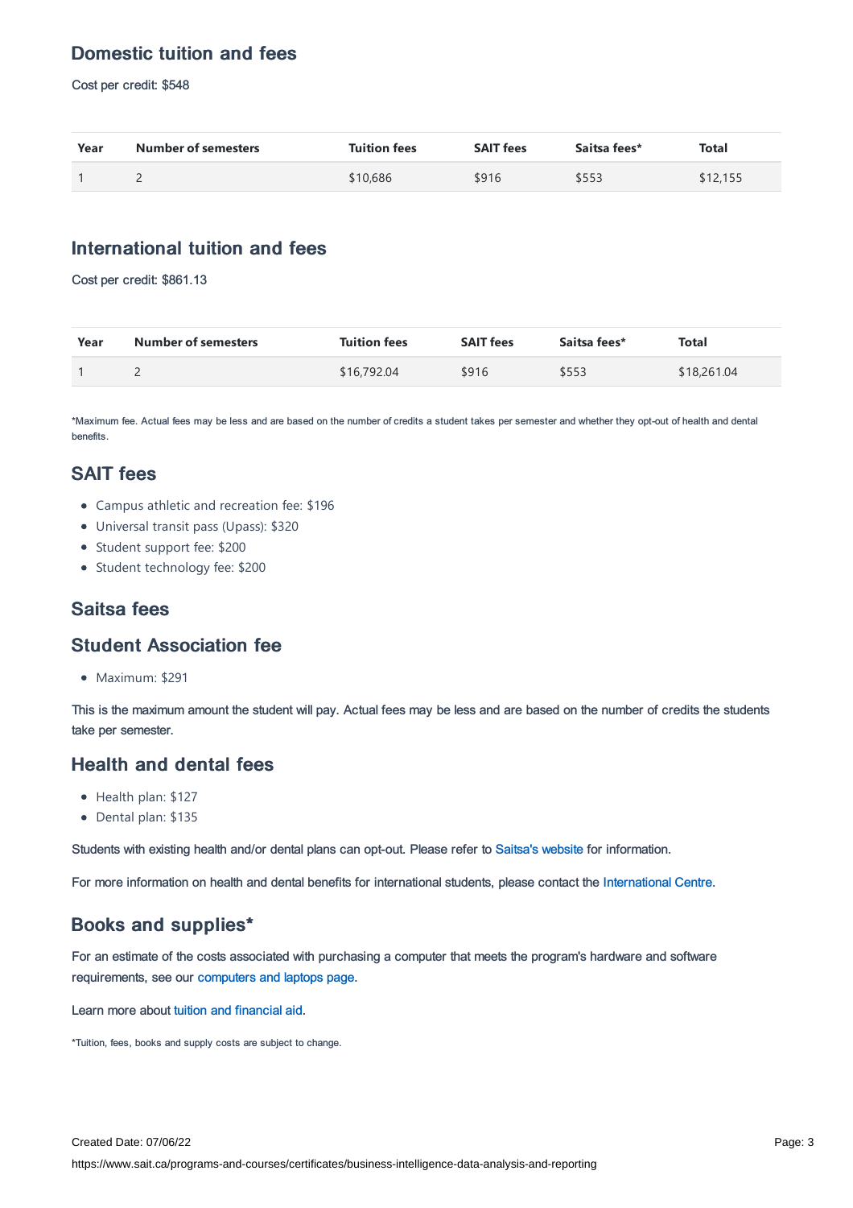## Domestic tuition and fees

Cost per credit: $548

| Year | Number of semesters | Tuition fees | SAIT fees | Saitsa fees* | Total |
|---|---|---|---|---|---|
| 1 | 2 | $10,686 | $916 | $553 | $12,155 |

## International tuition and fees

Cost per credit: $861.13

| Year | Number of semesters | Tuition fees | SAIT fees | Saitsa fees* | Total |
|---|---|---|---|---|---|
| 1 | 2 | $16,792.04 | $916 | $553 | $18,261.04 |

*Maximum fee. Actual fees may be less and are based on the number of credits a student takes per semester and whether they opt-out of health and dental benefits.

## SAIT fees

- Campus athletic and recreation fee: $196
- Universal transit pass (Upass): $320
- Student support fee: $200
- Student technology fee: $200

## Saitsa fees

## Student Association fee

- Maximum: $291

This is the maximum amount the student will pay. Actual fees may be less and are based on the number of credits the students take per semester.

## Health and dental fees

- Health plan: $127
- Dental plan: $135

Students with existing health and/or dental plans can opt-out. Please refer to Saitsa's website for information.

For more information on health and dental benefits for international students, please contact the International Centre.

## Books and supplies*

For an estimate of the costs associated with purchasing a computer that meets the program's hardware and software requirements, see our computers and laptops page.

Learn more about tuition and financial aid.

*Tuition, fees, books and supply costs are subject to change.